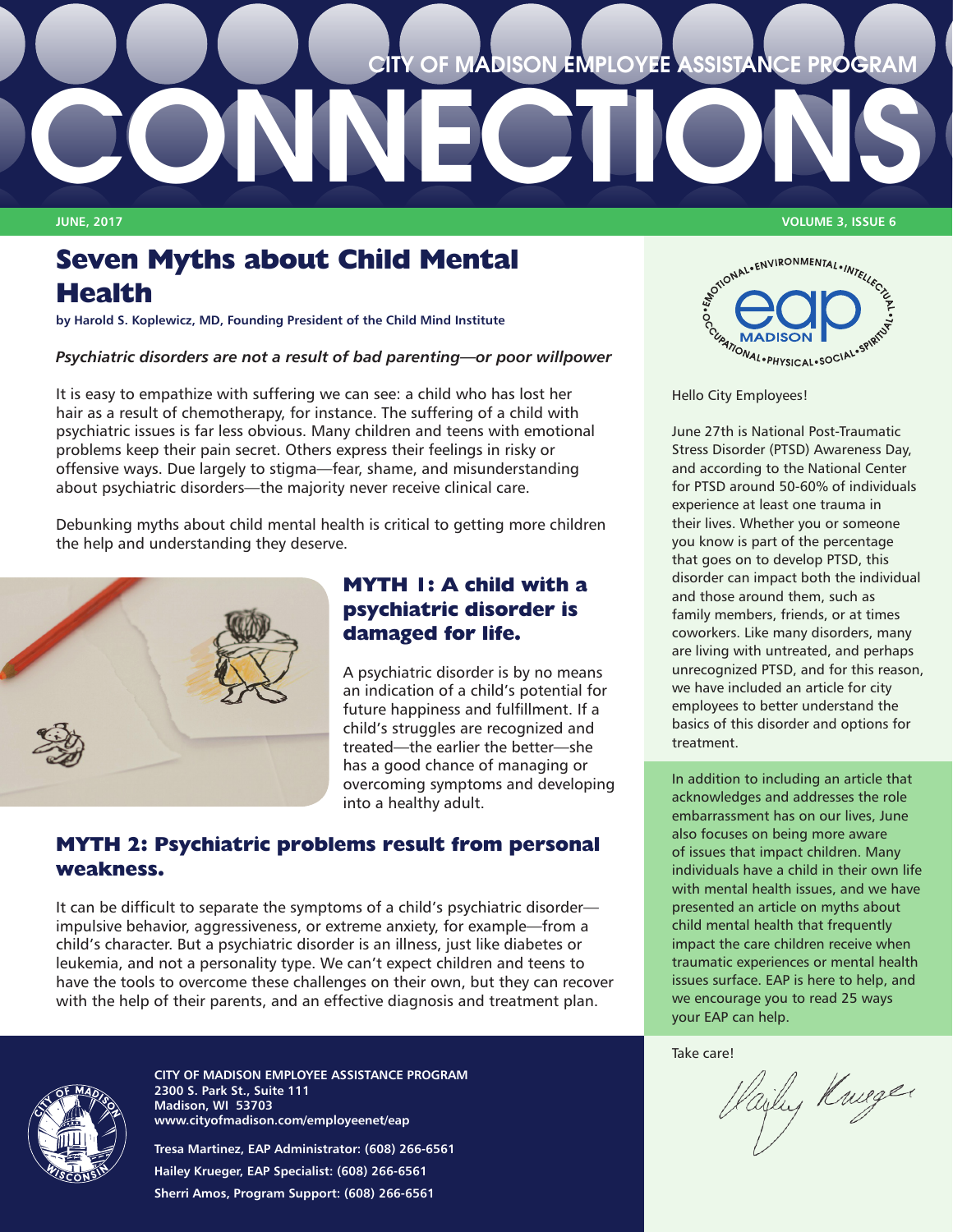CITY OF MADISON EMPLOYEE ASSISTANCE PROGRAM

# CONNECTIONS

JUNE, 2017 VOLUME 3, ISSUE 6

## Seven Myths about Child Mental Health

**by Harold S. Koplewicz, MD, Founding President of the Child Mind Institute**

***Psychiatric disorders are not a result of bad parenting—or poor willpower***

It is easy to empathize with suffering we can see: a child who has lost her hair as a result of chemotherapy, for instance. The suffering of a child with psychiatric issues is far less obvious. Many children and teens with emotional problems keep their pain secret. Others express their feelings in risky or offensive ways. Due largely to stigma—fear, shame, and misunderstanding about psychiatric disorders—the majority never receive clinical care.

Debunking myths about child mental health is critical to getting more children the help and understanding they deserve.

### MYTH 1: A child with a psychiatric disorder is damaged for life.

A psychiatric disorder is by no means an indication of a child's potential for future happiness and fulfillment. If a child's struggles are recognized and treated—the earlier the better—she has a good chance of managing or overcoming symptoms and developing into a healthy adult.

### MYTH 2: Psychiatric problems result from personal weakness.

It can be difficult to separate the symptoms of a child's psychiatric disorder—impulsive behavior, aggressiveness, or extreme anxiety, for example—from a child's character. But a psychiatric disorder is an illness, just like diabetes or leukemia, and not a personality type. We can't expect children and teens to have the tools to overcome these challenges on their own, but they can recover with the help of their parents, and an effective diagnosis and treatment plan.

EMOTIONAL • ENVIRONMENTAL • INTELLECTUAL • SPIRITUAL • SOCIAL • PHYSICAL • OCCUPATIONAL

eap MADISON

Hello City Employees!

June 27th is National Post-Traumatic Stress Disorder (PTSD) Awareness Day, and according to the National Center for PTSD around 50-60% of individuals experience at least one trauma in their lives. Whether you or someone you know is part of the percentage that goes on to develop PTSD, this disorder can impact both the individual and those around them, such as family members, friends, or at times coworkers. Like many disorders, many are living with untreated, and perhaps unrecognized PTSD, and for this reason, we have included an article for city employees to better understand the basics of this disorder and options for treatment.

In addition to including an article that acknowledges and addresses the role embarrassment has on our lives, June also focuses on being more aware of issues that impact children. Many individuals have a child in their own life with mental health issues, and we have presented an article on myths about child mental health that frequently impact the care children receive when traumatic experiences or mental health issues surface. EAP is here to help, and we encourage you to read 25 ways your EAP can help.

Take care!

Hailey Krueger

**CITY OF MADISON EMPLOYEE ASSISTANCE PROGRAM**
**2300 S. Park St., Suite 111**
**Madison, WI 53703**
**www.cityofmadison.com/employeenet/eap**

**Tresa Martinez, EAP Administrator: (608) 266-6561**
**Hailey Krueger, EAP Specialist: (608) 266-6561**
**Sherri Amos, Program Support: (608) 266-6561**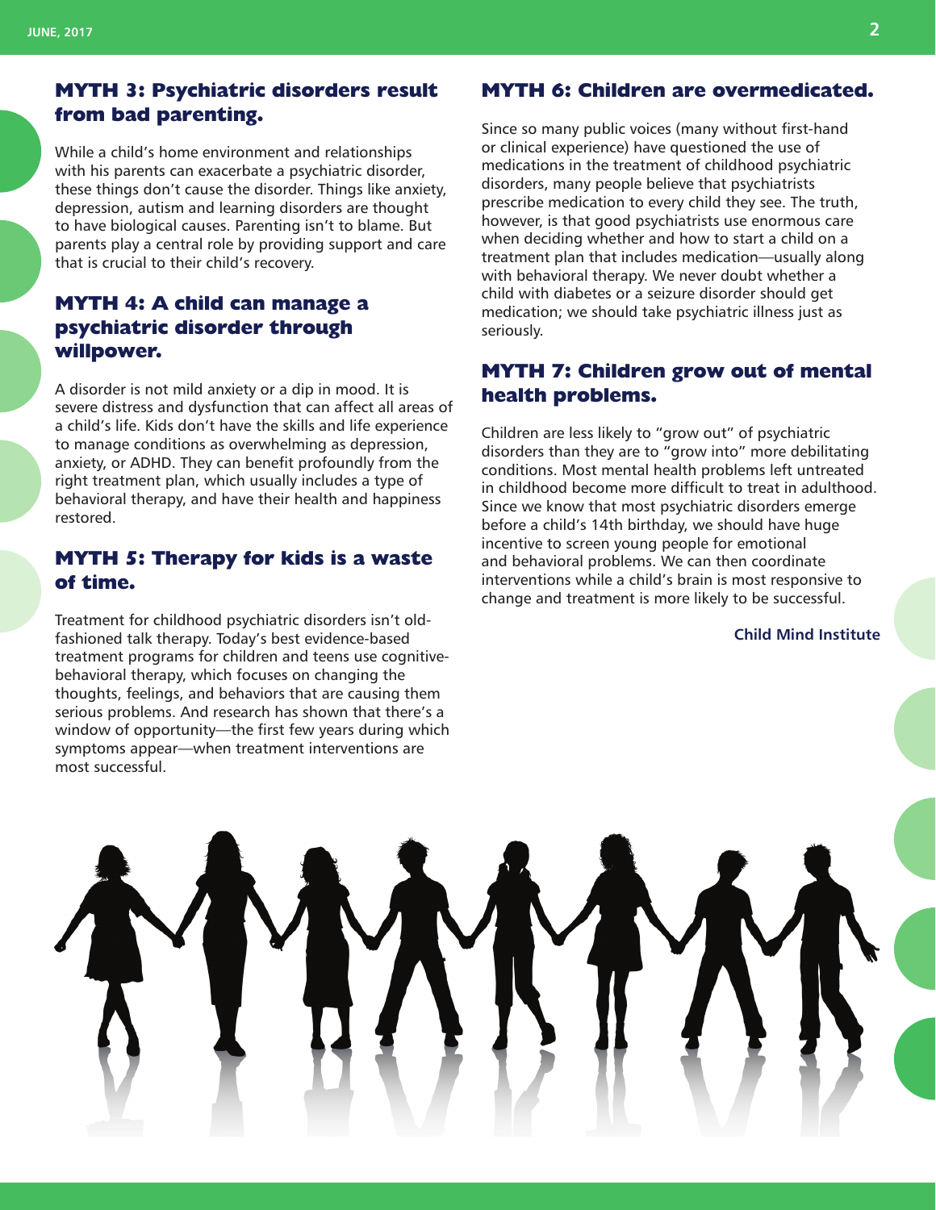## MYTH 3: Psychiatric disorders result from bad parenting.

While a child's home environment and relationships with his parents can exacerbate a psychiatric disorder, these things don't cause the disorder. Things like anxiety, depression, autism and learning disorders are thought to have biological causes. Parenting isn't to blame. But parents play a central role by providing support and care that is crucial to their child's recovery.

## MYTH 4: A child can manage a psychiatric disorder through willpower.

A disorder is not mild anxiety or a dip in mood. It is severe distress and dysfunction that can affect all areas of a child's life. Kids don't have the skills and life experience to manage conditions as overwhelming as depression, anxiety, or ADHD. They can benefit profoundly from the right treatment plan, which usually includes a type of behavioral therapy, and have their health and happiness restored.

## MYTH 5: Therapy for kids is a waste of time.

Treatment for childhood psychiatric disorders isn't old-fashioned talk therapy. Today's best evidence-based treatment programs for children and teens use cognitive-behavioral therapy, which focuses on changing the thoughts, feelings, and behaviors that are causing them serious problems. And research has shown that there's a window of opportunity—the first few years during which symptoms appear—when treatment interventions are most successful.

## MYTH 6: Children are overmedicated.

Since so many public voices (many without first-hand or clinical experience) have questioned the use of medications in the treatment of childhood psychiatric disorders, many people believe that psychiatrists prescribe medication to every child they see. The truth, however, is that good psychiatrists use enormous care when deciding whether and how to start a child on a treatment plan that includes medication—usually along with behavioral therapy. We never doubt whether a child with diabetes or a seizure disorder should get medication; we should take psychiatric illness just as seriously.

## MYTH 7: Children grow out of mental health problems.

Children are less likely to "grow out" of psychiatric disorders than they are to "grow into" more debilitating conditions. Most mental health problems left untreated in childhood become more difficult to treat in adulthood. Since we know that most psychiatric disorders emerge before a child's 14th birthday, we should have huge incentive to screen young people for emotional and behavioral problems. We can then coordinate interventions while a child's brain is most responsive to change and treatment is more likely to be successful.

**Child Mind Institute**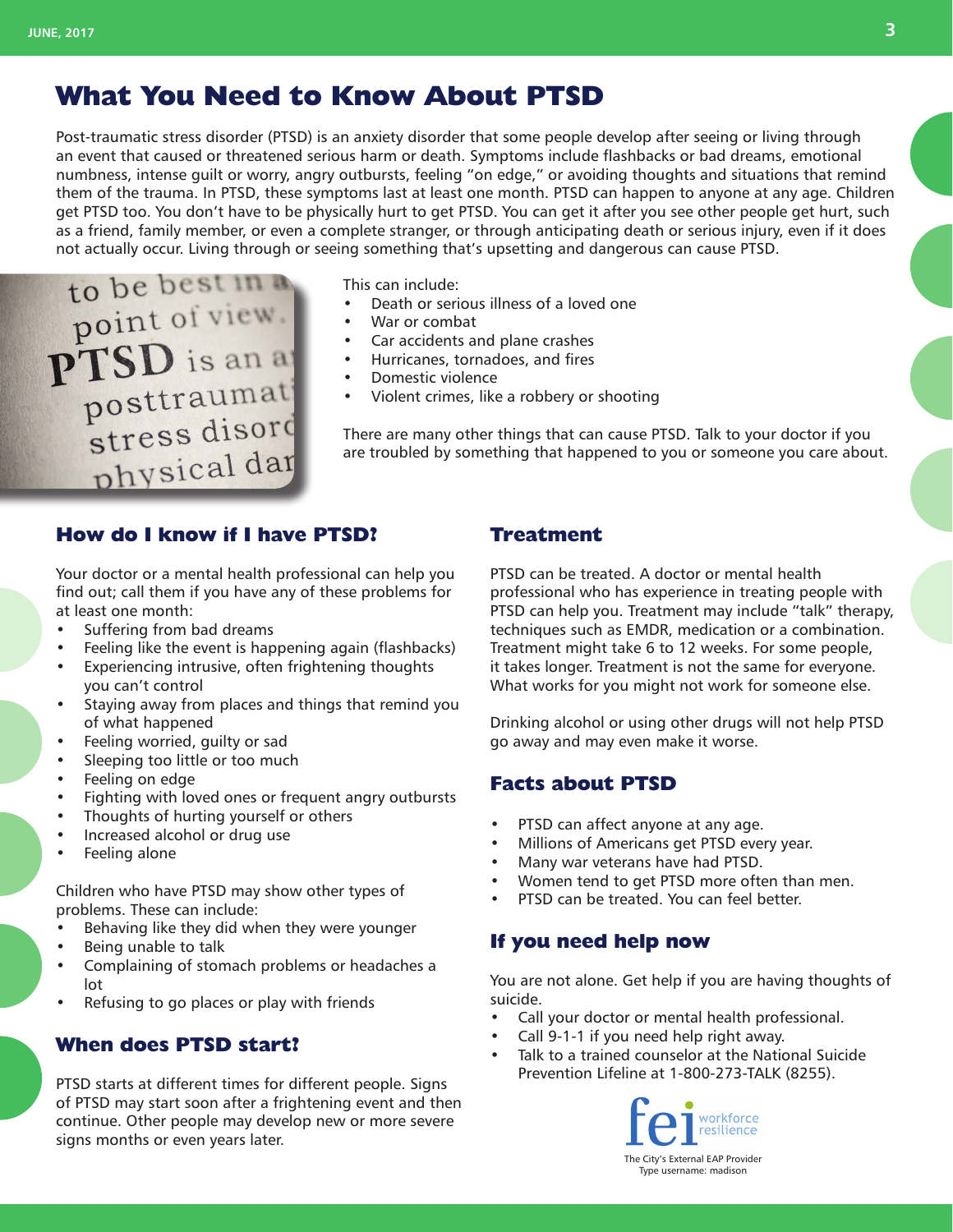# What You Need to Know About PTSD

Post-traumatic stress disorder (PTSD) is an anxiety disorder that some people develop after seeing or living through an event that caused or threatened serious harm or death. Symptoms include flashbacks or bad dreams, emotional numbness, intense guilt or worry, angry outbursts, feeling "on edge," or avoiding thoughts and situations that remind them of the trauma. In PTSD, these symptoms last at least one month. PTSD can happen to anyone at any age. Children get PTSD too. You don't have to be physically hurt to get PTSD. You can get it after you see other people get hurt, such as a friend, family member, or even a complete stranger, or through anticipating death or serious injury, even if it does not actually occur. Living through or seeing something that's upsetting and dangerous can cause PTSD.

This can include:

- Death or serious illness of a loved one
- War or combat
- Car accidents and plane crashes
- Hurricanes, tornadoes, and fires
- Domestic violence
- Violent crimes, like a robbery or shooting

There are many other things that can cause PTSD. Talk to your doctor if you are troubled by something that happened to you or someone you care about.

## How do I know if I have PTSD?

Your doctor or a mental health professional can help you find out; call them if you have any of these problems for at least one month:

- Suffering from bad dreams
- Feeling like the event is happening again (flashbacks)
- Experiencing intrusive, often frightening thoughts you can't control
- Staying away from places and things that remind you of what happened
- Feeling worried, guilty or sad
- Sleeping too little or too much
- Feeling on edge
- Fighting with loved ones or frequent angry outbursts
- Thoughts of hurting yourself or others
- Increased alcohol or drug use
- Feeling alone

Children who have PTSD may show other types of problems. These can include:

- Behaving like they did when they were younger
- Being unable to talk
- Complaining of stomach problems or headaches a lot
- Refusing to go places or play with friends

## When does PTSD start?

PTSD starts at different times for different people. Signs of PTSD may start soon after a frightening event and then continue. Other people may develop new or more severe signs months or even years later.

## Treatment

PTSD can be treated. A doctor or mental health professional who has experience in treating people with PTSD can help you. Treatment may include "talk" therapy, techniques such as EMDR, medication or a combination. Treatment might take 6 to 12 weeks. For some people, it takes longer. Treatment is not the same for everyone. What works for you might not work for someone else.

Drinking alcohol or using other drugs will not help PTSD go away and may even make it worse.

## Facts about PTSD

- PTSD can affect anyone at any age.
- Millions of Americans get PTSD every year.
- Many war veterans have had PTSD.
- Women tend to get PTSD more often than men.
- PTSD can be treated. You can feel better.

## If you need help now

You are not alone. Get help if you are having thoughts of suicide.

- Call your doctor or mental health professional.
- Call 9-1-1 if you need help right away.
- Talk to a trained counselor at the National Suicide Prevention Lifeline at 1-800-273-TALK (8255).

fei workforce resilience

The City's External EAP Provider
Type username: madison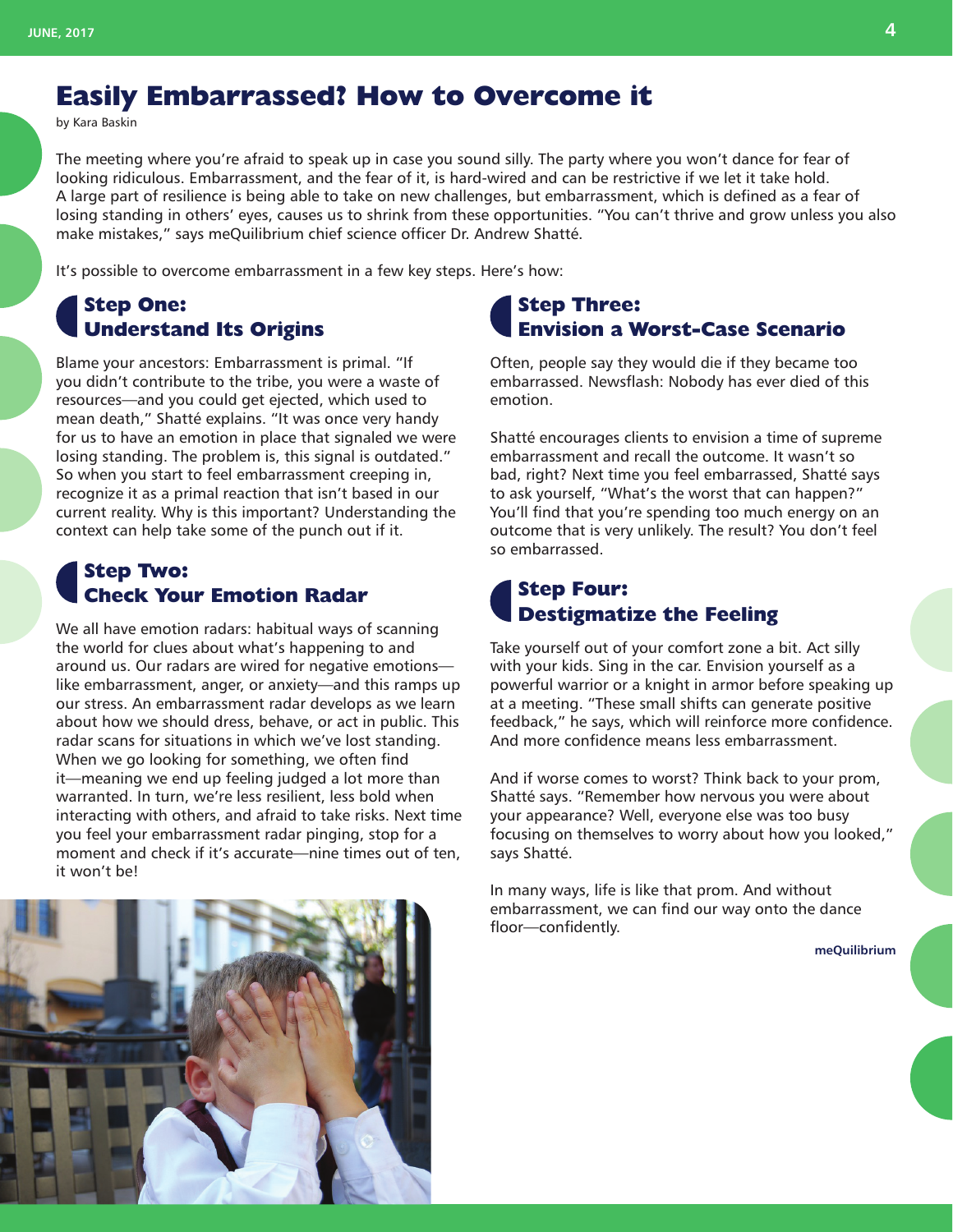# Easily Embarrassed? How to Overcome it

by Kara Baskin

The meeting where you're afraid to speak up in case you sound silly. The party where you won't dance for fear of looking ridiculous. Embarrassment, and the fear of it, is hard-wired and can be restrictive if we let it take hold. A large part of resilience is being able to take on new challenges, but embarrassment, which is defined as a fear of losing standing in others' eyes, causes us to shrink from these opportunities. "You can't thrive and grow unless you also make mistakes," says meQuilibrium chief science officer Dr. Andrew Shatté.

It's possible to overcome embarrassment in a few key steps. Here's how:

## Step One: Understand Its Origins

Blame your ancestors: Embarrassment is primal. "If you didn't contribute to the tribe, you were a waste of resources—and you could get ejected, which used to mean death," Shatté explains. "It was once very handy for us to have an emotion in place that signaled we were losing standing. The problem is, this signal is outdated." So when you start to feel embarrassment creeping in, recognize it as a primal reaction that isn't based in our current reality. Why is this important? Understanding the context can help take some of the punch out if it.

## Step Two: Check Your Emotion Radar

We all have emotion radars: habitual ways of scanning the world for clues about what's happening to and around us. Our radars are wired for negative emotions—like embarrassment, anger, or anxiety—and this ramps up our stress. An embarrassment radar develops as we learn about how we should dress, behave, or act in public. This radar scans for situations in which we've lost standing. When we go looking for something, we often find it—meaning we end up feeling judged a lot more than warranted. In turn, we're less resilient, less bold when interacting with others, and afraid to take risks. Next time you feel your embarrassment radar pinging, stop for a moment and check if it's accurate—nine times out of ten, it won't be!

## Step Three: Envision a Worst-Case Scenario

Often, people say they would die if they became too embarrassed. Newsflash: Nobody has ever died of this emotion.

Shatté encourages clients to envision a time of supreme embarrassment and recall the outcome. It wasn't so bad, right? Next time you feel embarrassed, Shatté says to ask yourself, "What's the worst that can happen?" You'll find that you're spending too much energy on an outcome that is very unlikely. The result? You don't feel so embarrassed.

## Step Four: Destigmatize the Feeling

Take yourself out of your comfort zone a bit. Act silly with your kids. Sing in the car. Envision yourself as a powerful warrior or a knight in armor before speaking up at a meeting. "These small shifts can generate positive feedback," he says, which will reinforce more confidence. And more confidence means less embarrassment.

And if worse comes to worst? Think back to your prom, Shatté says. "Remember how nervous you were about your appearance? Well, everyone else was too busy focusing on themselves to worry about how you looked," says Shatté.

In many ways, life is like that prom. And without embarrassment, we can find our way onto the dance floor—confidently.

**meQuilibrium**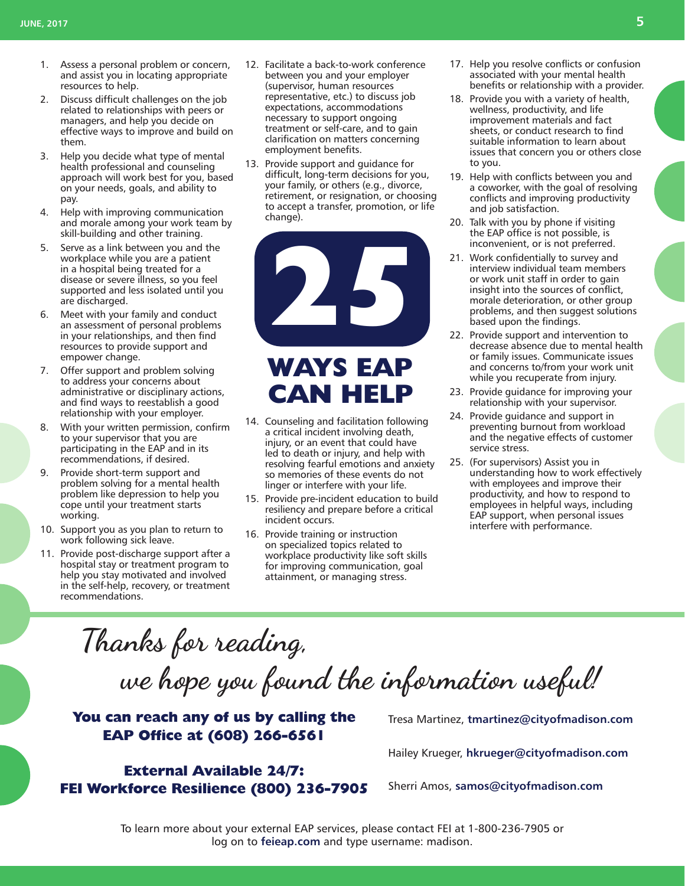# 25 WAYS EAP CAN HELP

1. Assess a personal problem or concern, and assist you in locating appropriate resources to help.
2. Discuss difficult challenges on the job related to relationships with peers or managers, and help you decide on effective ways to improve and build on them.
3. Help you decide what type of mental health professional and counseling approach will work best for you, based on your needs, goals, and ability to pay.
4. Help with improving communication and morale among your work team by skill-building and other training.
5. Serve as a link between you and the workplace while you are a patient in a hospital being treated for a disease or severe illness, so you feel supported and less isolated until you are discharged.
6. Meet with your family and conduct an assessment of personal problems in your relationships, and then find resources to provide support and empower change.
7. Offer support and problem solving to address your concerns about administrative or disciplinary actions, and find ways to reestablish a good relationship with your employer.
8. With your written permission, confirm to your supervisor that you are participating in the EAP and in its recommendations, if desired.
9. Provide short-term support and problem solving for a mental health problem like depression to help you cope until your treatment starts working.
10. Support you as you plan to return to work following sick leave.
11. Provide post-discharge support after a hospital stay or treatment program to help you stay motivated and involved in the self-help, recovery, or treatment recommendations.
12. Facilitate a back-to-work conference between you and your employer (supervisor, human resources representative, etc.) to discuss job expectations, accommodations necessary to support ongoing treatment or self-care, and to gain clarification on matters concerning employment benefits.
13. Provide support and guidance for difficult, long-term decisions for you, your family, or others (e.g., divorce, retirement, or resignation, or choosing to accept a transfer, promotion, or life change).
14. Counseling and facilitation following a critical incident involving death, injury, or an event that could have led to death or injury, and help with resolving fearful emotions and anxiety so memories of these events do not linger or interfere with your life.
15. Provide pre-incident education to build resiliency and prepare before a critical incident occurs.
16. Provide training or instruction on specialized topics related to workplace productivity like soft skills for improving communication, goal attainment, or managing stress.
17. Help you resolve conflicts or confusion associated with your mental health benefits or relationship with a provider.
18. Provide you with a variety of health, wellness, productivity, and life improvement materials and fact sheets, or conduct research to find suitable information to learn about issues that concern you or others close to you.
19. Help with conflicts between you and a coworker, with the goal of resolving conflicts and improving productivity and job satisfaction.
20. Talk with you by phone if visiting the EAP office is not possible, is inconvenient, or is not preferred.
21. Work confidentially to survey and interview individual team members or work unit staff in order to gain insight into the sources of conflict, morale deterioration, or other group problems, and then suggest solutions based upon the findings.
22. Provide support and intervention to decrease absence due to mental health or family issues. Communicate issues and concerns to/from your work unit while you recuperate from injury.
23. Provide guidance for improving your relationship with your supervisor.
24. Provide guidance and support in preventing burnout from workload and the negative effects of customer service stress.
25. (For supervisors) Assist you in understanding how to work effectively with employees and improve their productivity, and how to respond to employees in helpful ways, including EAP support, when personal issues interfere with performance.

*Thanks for reading,*
*we hope you found the information useful!*

**You can reach any of us by calling the EAP Office at (608) 266-6561**

**External Available 24/7:**
**FEI Workforce Resilience (800) 236-7905**

Tresa Martinez, **tmartinez@cityofmadison.com**

Hailey Krueger, **hkrueger@cityofmadison.com**

Sherri Amos, **samos@cityofmadison.com**

To learn more about your external EAP services, please contact FEI at 1-800-236-7905 or log on to **feieap.com** and type username: madison.